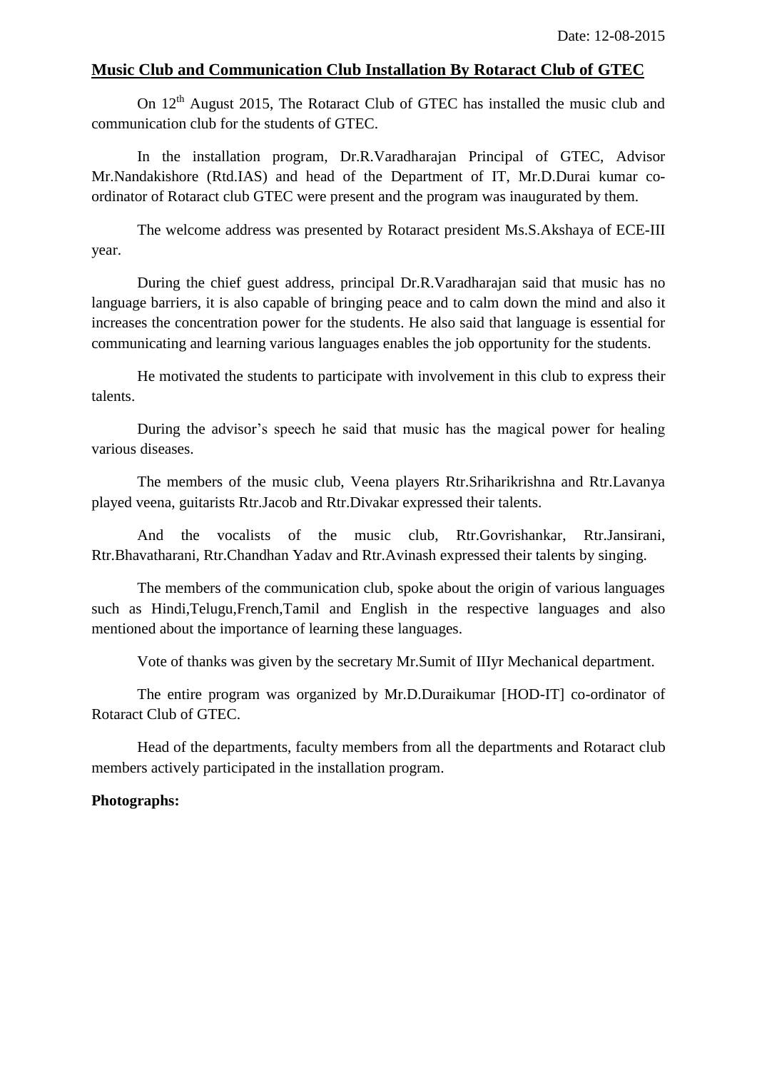Date: 12-08-2015

## Music Club and Communication Club Installation By Rotaract Club of GTEC

On 12th August 2015, The Rotaract Club of GTEC has installed the music club and communication club for the students of GTEC.

In the installation program, Dr.R.Varadharajan Principal of GTEC, Advisor Mr.Nandakishore (Rtd.IAS) and head of the Department of IT, Mr.D.Durai kumar co-ordinator of Rotaract club GTEC were present and the program was inaugurated by them.

The welcome address was presented by Rotaract president Ms.S.Akshaya of ECE-III year.

During the chief guest address, principal Dr.R.Varadharajan said that music has no language barriers, it is also capable of bringing peace and to calm down the mind and also it increases the concentration power for the students. He also said that language is essential for communicating and learning various languages enables the job opportunity for the students.

He motivated the students to participate with involvement in this club to express their talents.

During the advisor's speech he said that music has the magical power for healing various diseases.

The members of the music club, Veena players Rtr.Sriharikrishna and Rtr.Lavanya played veena, guitarists Rtr.Jacob and Rtr.Divakar expressed their talents.

And the vocalists of the music club, Rtr.Govrishankar, Rtr.Jansirani, Rtr.Bhavatharani, Rtr.Chandhan Yadav and Rtr.Avinash expressed their talents by singing.

The members of the communication club, spoke about the origin of various languages such as Hindi,Telugu,French,Tamil and English in the respective languages and also mentioned about the importance of learning these languages.

Vote of thanks was given by the secretary Mr.Sumit of IIIyr Mechanical department.

The entire program was organized by Mr.D.Duraikumar [HOD-IT] co-ordinator of Rotaract Club of GTEC.

Head of the departments, faculty members from all the departments and Rotaract club members actively participated in the installation program.

**Photographs:**